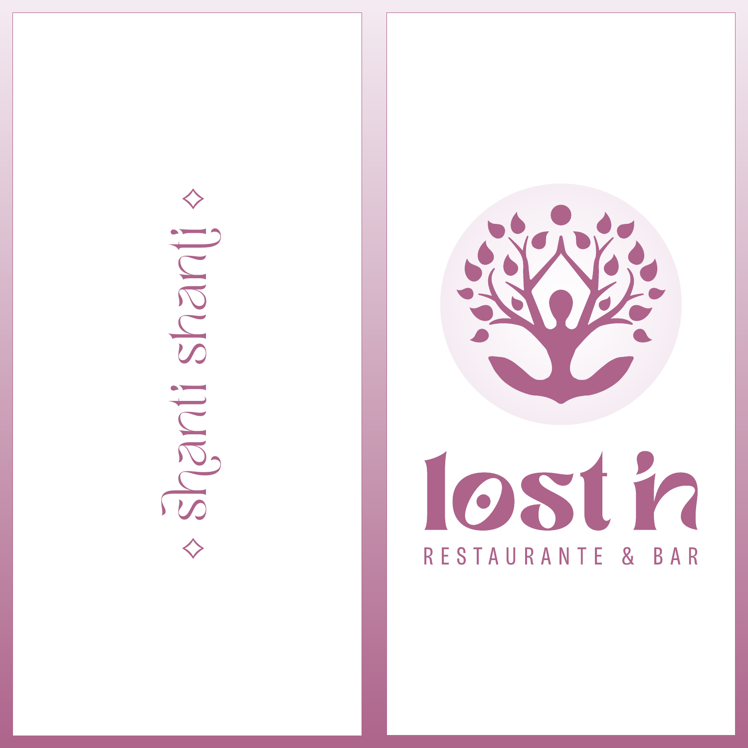shanti shanti

# lost in

RESTAURANTE & BAR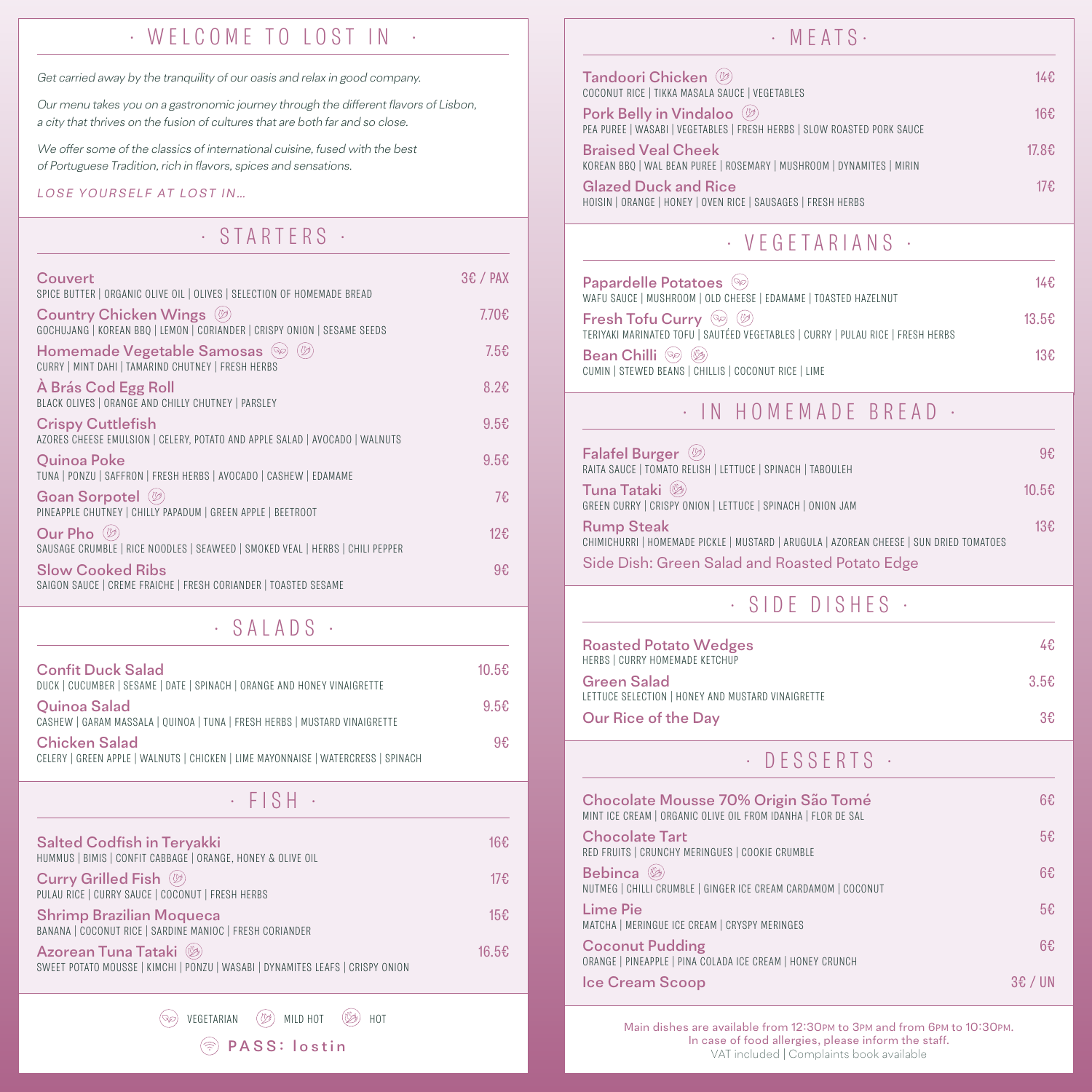# · WELCOME TO LOST IN ·

*Get carried away by the tranquility of our oasis and relax in good company.*

*Our menu takes you on a gastronomic journey through the different flavors of Lisbon, a city that thrives on the fusion of cultures that are both far and so close.*

*We offer some of the classics of international cuisine, fused with the best of Portuguese Tradition, rich in flavors, spices and sensations.*

*LOSE YOURSELF AT LOST IN...*

## · STARTERS ·

**Couvert** — 3€ / PAX
SPICE BUTTER | ORGANIC OLIVE OIL | OLIVES | SELECTION OF HOMEMADE BREAD

**Country Chicken Wings** (mild hot) — 7.70€
GOCHUJANG | KOREAN BBQ | LEMON | CORIANDER | CRISPY ONION | SESAME SEEDS

**Homemade Vegetable Samosas** (vegetarian) (mild hot) — 7.5€
CURRY | MINT DAHI | TAMARIND CHUTNEY | FRESH HERBS

**À Brás Cod Egg Roll** — 8.2€
BLACK OLIVES | ORANGE AND CHILLY CHUTNEY | PARSLEY

**Crispy Cuttlefish** — 9.5€
AZORES CHEESE EMULSION | CELERY, POTATO AND APPLE SALAD | AVOCADO | WALNUTS

**Quinoa Poke** — 9.5€
TUNA | PONZU | SAFFRON | FRESH HERBS | AVOCADO | CASHEW | EDAMAME

**Goan Sorpotel** (mild hot) — 7€
PINEAPPLE CHUTNEY | CHILLY PAPADUM | GREEN APPLE | BEETROOT

**Our Pho** (mild hot) — 12€
SAUSAGE CRUMBLE | RICE NOODLES | SEAWEED | SMOKED VEAL | HERBS | CHILI PEPPER

**Slow Cooked Ribs** — 9€
SAIGON SAUCE | CREME FRAICHE | FRESH CORIANDER | TOASTED SESAME

## · SALADS ·

**Confit Duck Salad** — 10.5€
DUCK | CUCUMBER | SESAME | DATE | SPINACH | ORANGE AND HONEY VINAIGRETTE

**Quinoa Salad** — 9.5€
CASHEW | GARAM MASSALA | QUINOA | TUNA | FRESH HERBS | MUSTARD VINAIGRETTE

**Chicken Salad** — 9€
CELERY | GREEN APPLE | WALNUTS | CHICKEN | LIME MAYONNAISE | WATERCRESS | SPINACH

## · FISH ·

**Salted Codfish in Teryakki** — 16€
HUMMUS | BIMIS | CONFIT CABBAGE | ORANGE, HONEY & OLIVE OIL

**Curry Grilled Fish** (mild hot) — 17€
PULAU RICE | CURRY SAUCE | COCONUT | FRESH HERBS

**Shrimp Brazilian Moqueca** — 15€
BANANA | COCONUT RICE | SARDINE MANIOC | FRESH CORIANDER

**Azorean Tuna Tataki** (hot) — 16.5€
SWEET POTATO MOUSSE | KIMCHI | PONZU | WASABI | DYNAMITES LEAFS | CRISPY ONION

VEGETARIAN | MILD HOT | HOT

PASS: lostin

## · MEATS ·

**Tandoori Chicken** (mild hot) — 14€
COCONUT RICE | TIKKA MASALA SAUCE | VEGETABLES

**Pork Belly in Vindaloo** (mild hot) — 16€
PEA PUREE | WASABI | VEGETABLES | FRESH HERBS | SLOW ROASTED PORK SAUCE

**Braised Veal Cheek** — 17.8€
KOREAN BBQ | WAL BEAN PUREE | ROSEMARY | MUSHROOM | DYNAMITES | MIRIN

**Glazed Duck and Rice** — 17€
HOISIN | ORANGE | HONEY | OVEN RICE | SAUSAGES | FRESH HERBS

## · VEGETARIANS ·

**Papardelle Potatoes** (vegetarian) — 14€
WAFU SAUCE | MUSHROOM | OLD CHEESE | EDAMAME | TOASTED HAZELNUT

**Fresh Tofu Curry** (vegetarian) (mild hot) — 13.5€
TERIYAKI MARINATED TOFU | SAUTÉED VEGETABLES | CURRY | PULAU RICE | FRESH HERBS

**Bean Chilli** (vegetarian) (hot) — 13€
CUMIN | STEWED BEANS | CHILLIS | COCONUT RICE | LIME

## · IN HOMEMADE BREAD ·

**Falafel Burger** (mild hot) — 9€
RAITA SAUCE | TOMATO RELISH | LETTUCE | SPINACH | TABOULEH

**Tuna Tataki** (hot) — 10.5€
GREEN CURRY | CRISPY ONION | LETTUCE | SPINACH | ONION JAM

**Rump Steak** — 13€
CHIMICHURRI | HOMEMADE PICKLE | MUSTARD | ARUGULA | AZOREAN CHEESE | SUN DRIED TOMATOES

Side Dish: Green Salad and Roasted Potato Edge

## · SIDE DISHES ·

**Roasted Potato Wedges** — 4€
HERBS | CURRY HOMEMADE KETCHUP

**Green Salad** — 3.5€
LETTUCE SELECTION | HONEY AND MUSTARD VINAIGRETTE

**Our Rice of the Day** — 3€

## · DESSERTS ·

**Chocolate Mousse 70% Origin São Tomé** — 6€
MINT ICE CREAM | ORGANIC OLIVE OIL FROM IDANHA | FLOR DE SAL

**Chocolate Tart** — 5€
RED FRUITS | CRUNCHY MERINGUES | COOKIE CRUMBLE

**Bebinca** (hot) — 6€
NUTMEG | CHILLI CRUMBLE | GINGER ICE CREAM CARDAMOM | COCONUT

**Lime Pie** — 5€
MATCHA | MERINGUE ICE CREAM | CRYSPY MERINGES

**Coconut Pudding** — 6€
ORANGE | PINEAPPLE | PINA COLADA ICE CREAM | HONEY CRUNCH

**Ice Cream Scoop** — 3€ / UN

Main dishes are available from 12:30PM to 3PM and from 6PM to 10:30PM.
In case of food allergies, please inform the staff.
VAT included | Complaints book available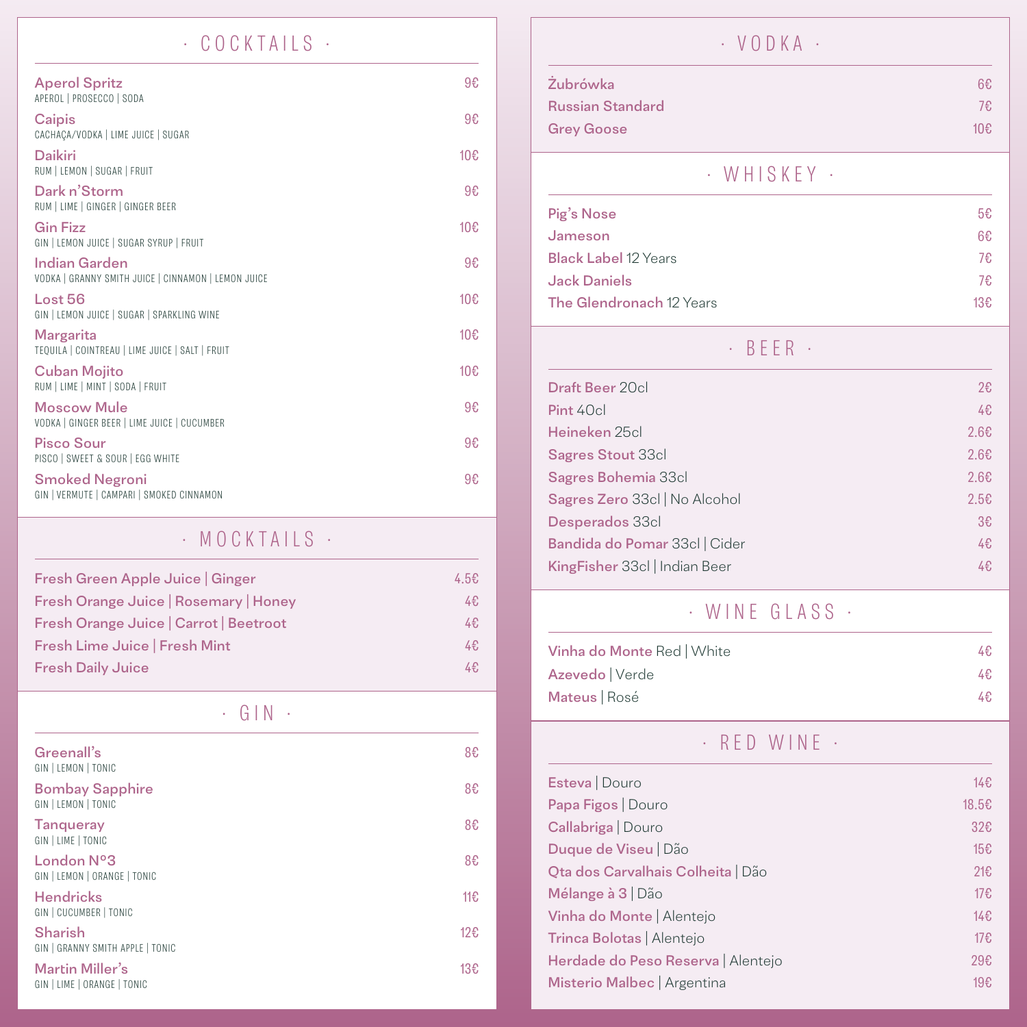## · COCKTAILS ·

**Aperol Spritz** — 9€
APEROL | PROSECCO | SODA

**Caipis** — 9€
CACHAÇA/VODKA | LIME JUICE | SUGAR

**Daikiri** — 10€
RUM | LEMON | SUGAR | FRUIT

**Dark n'Storm** — 9€
RUM | LIME | GINGER | GINGER BEER

**Gin Fizz** — 10€
GIN | LEMON JUICE | SUGAR SYRUP | FRUIT

**Indian Garden** — 9€
VODKA | GRANNY SMITH JUICE | CINNAMON | LEMON JUICE

**Lost 56** — 10€
GIN | LEMON JUICE | SUGAR | SPARKLING WINE

**Margarita** — 10€
TEQUILA | COINTREAU | LIME JUICE | SALT | FRUIT

**Cuban Mojito** — 10€
RUM | LIME | MINT | SODA | FRUIT

**Moscow Mule** — 9€
VODKA | GINGER BEER | LIME JUICE | CUCUMBER

**Pisco Sour** — 9€
PISCO | SWEET & SOUR | EGG WHITE

**Smoked Negroni** — 9€
GIN | VERMUTE | CAMPARI | SMOKED CINNAMON

## · MOCKTAILS ·

| | |
|---|---|
| Fresh Green Apple Juice \| Ginger | 4.5€ |
| Fresh Orange Juice \| Rosemary \| Honey | 4€ |
| Fresh Orange Juice \| Carrot \| Beetroot | 4€ |
| Fresh Lime Juice \| Fresh Mint | 4€ |
| Fresh Daily Juice | 4€ |

## · GIN ·

**Greenall's** — 8€
GIN | LEMON | TONIC

**Bombay Sapphire** — 8€
GIN | LEMON | TONIC

**Tanqueray** — 8€
GIN | LIME | TONIC

**London Nº3** — 8€
GIN | LEMON | ORANGE | TONIC

**Hendricks** — 11€
GIN | CUCUMBER | TONIC

**Sharish** — 12€
GIN | GRANNY SMITH APPLE | TONIC

**Martin Miller's** — 13€
GIN | LIME | ORANGE | TONIC

## · VODKA ·

| | |
|---|---|
| Żubrówka | 6€ |
| Russian Standard | 7€ |
| Grey Goose | 10€ |

## · WHISKEY ·

| | |
|---|---|
| Pig's Nose | 5€ |
| Jameson | 6€ |
| Black Label 12 Years | 7€ |
| Jack Daniels | 7€ |
| The Glendronach 12 Years | 13€ |

## · BEER ·

| | |
|---|---|
| Draft Beer 20cl | 2€ |
| Pint 40cl | 4€ |
| Heineken 25cl | 2.6€ |
| Sagres Stout 33cl | 2.6€ |
| Sagres Bohemia 33cl | 2.6€ |
| Sagres Zero 33cl \| No Alcohol | 2.5€ |
| Desperados 33cl | 3€ |
| Bandida do Pomar 33cl \| Cider | 4€ |
| KingFisher 33cl \| Indian Beer | 4€ |

## · WINE GLASS ·

| | |
|---|---|
| Vinha do Monte Red \| White | 4€ |
| Azevedo \| Verde | 4€ |
| Mateus \| Rosé | 4€ |

## · RED WINE ·

| | |
|---|---|
| Esteva \| Douro | 14€ |
| Papa Figos \| Douro | 18.5€ |
| Callabriga \| Douro | 32€ |
| Duque de Viseu \| Dão | 15€ |
| Qta dos Carvalhais Colheita \| Dão | 21€ |
| Mélange à 3 \| Dão | 17€ |
| Vinha do Monte \| Alentejo | 14€ |
| Trinca Bolotas \| Alentejo | 17€ |
| Herdade do Peso Reserva \| Alentejo | 29€ |
| Misterio Malbec \| Argentina | 19€ |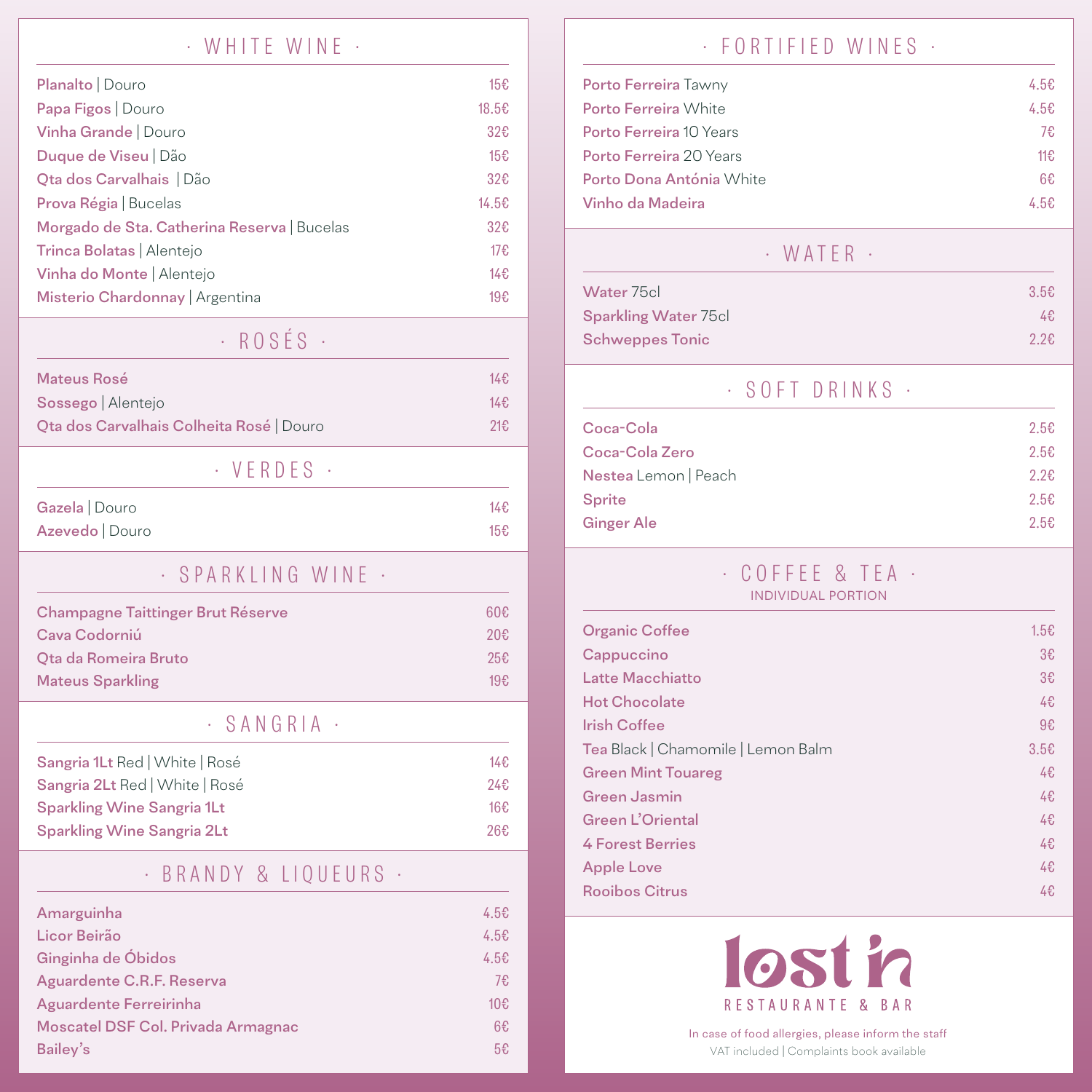## · WHITE WINE ·

| | |
|---|---|
| **Planalto** \| Douro | 15€ |
| **Papa Figos** \| Douro | 18.5€ |
| **Vinha Grande** \| Douro | 32€ |
| **Duque de Viseu** \| Dão | 15€ |
| **Qta dos Carvalhais** \| Dão | 32€ |
| **Prova Régia** \| Bucelas | 14.5€ |
| **Morgado de Sta. Catherina Reserva** \| Bucelas | 32€ |
| **Trinca Bolatas** \| Alentejo | 17€ |
| **Vinha do Monte** \| Alentejo | 14€ |
| **Misterio Chardonnay** \| Argentina | 19€ |

## · ROSÉS ·

| | |
|---|---|
| **Mateus Rosé** | 14€ |
| **Sossego** \| Alentejo | 14€ |
| **Qta dos Carvalhais Colheita Rosé** \| Douro | 21€ |

## · VERDES ·

| | |
|---|---|
| **Gazela** \| Douro | 14€ |
| **Azevedo** \| Douro | 15€ |

## · SPARKLING WINE ·

| | |
|---|---|
| **Champagne Taittinger Brut Réserve** | 60€ |
| **Cava Codorniú** | 20€ |
| **Qta da Romeira Bruto** | 25€ |
| **Mateus Sparkling** | 19€ |

## · SANGRIA ·

| | |
|---|---|
| **Sangria 1Lt** Red \| White \| Rosé | 14€ |
| **Sangria 2Lt** Red \| White \| Rosé | 24€ |
| **Sparkling Wine Sangria 1Lt** | 16€ |
| **Sparkling Wine Sangria 2Lt** | 26€ |

## · BRANDY & LIQUEURS ·

| | |
|---|---|
| **Amarguinha** | 4.5€ |
| **Licor Beirão** | 4.5€ |
| **Ginginha de Óbidos** | 4.5€ |
| **Aguardente C.R.F. Reserva** | 7€ |
| **Aguardente Ferreirinha** | 10€ |
| **Moscatel DSF Col. Privada Armagnac** | 6€ |
| **Bailey's** | 5€ |

## · FORTIFIED WINES ·

| | |
|---|---|
| **Porto Ferreira** Tawny | 4.5€ |
| **Porto Ferreira** White | 4.5€ |
| **Porto Ferreira** 10 Years | 7€ |
| **Porto Ferreira** 20 Years | 11€ |
| **Porto Dona Antónia** White | 6€ |
| **Vinho da Madeira** | 4.5€ |

## · WATER ·

| | |
|---|---|
| **Water** 75cl | 3.5€ |
| **Sparkling Water** 75cl | 4€ |
| **Schweppes Tonic** | 2.2€ |

## · SOFT DRINKS ·

| | |
|---|---|
| **Coca-Cola** | 2.5€ |
| **Coca-Cola Zero** | 2.5€ |
| **Nestea** Lemon \| Peach | 2.2€ |
| **Sprite** | 2.5€ |
| **Ginger Ale** | 2.5€ |

## · COFFEE & TEA ·

INDIVIDUAL PORTION

| | |
|---|---|
| **Organic Coffee** | 1.5€ |
| **Cappuccino** | 3€ |
| **Latte Macchiatto** | 3€ |
| **Hot Chocolate** | 4€ |
| **Irish Coffee** | 9€ |
| **Tea** Black \| Chamomile \| Lemon Balm | 3.5€ |
| **Green Mint Touareg** | 4€ |
| **Green Jasmin** | 4€ |
| **Green L'Oriental** | 4€ |
| **4 Forest Berries** | 4€ |
| **Apple Love** | 4€ |
| **Rooibos Citrus** | 4€ |

lost in
RESTAURANTE & BAR

In case of food allergies, please inform the staff
VAT included | Complaints book available